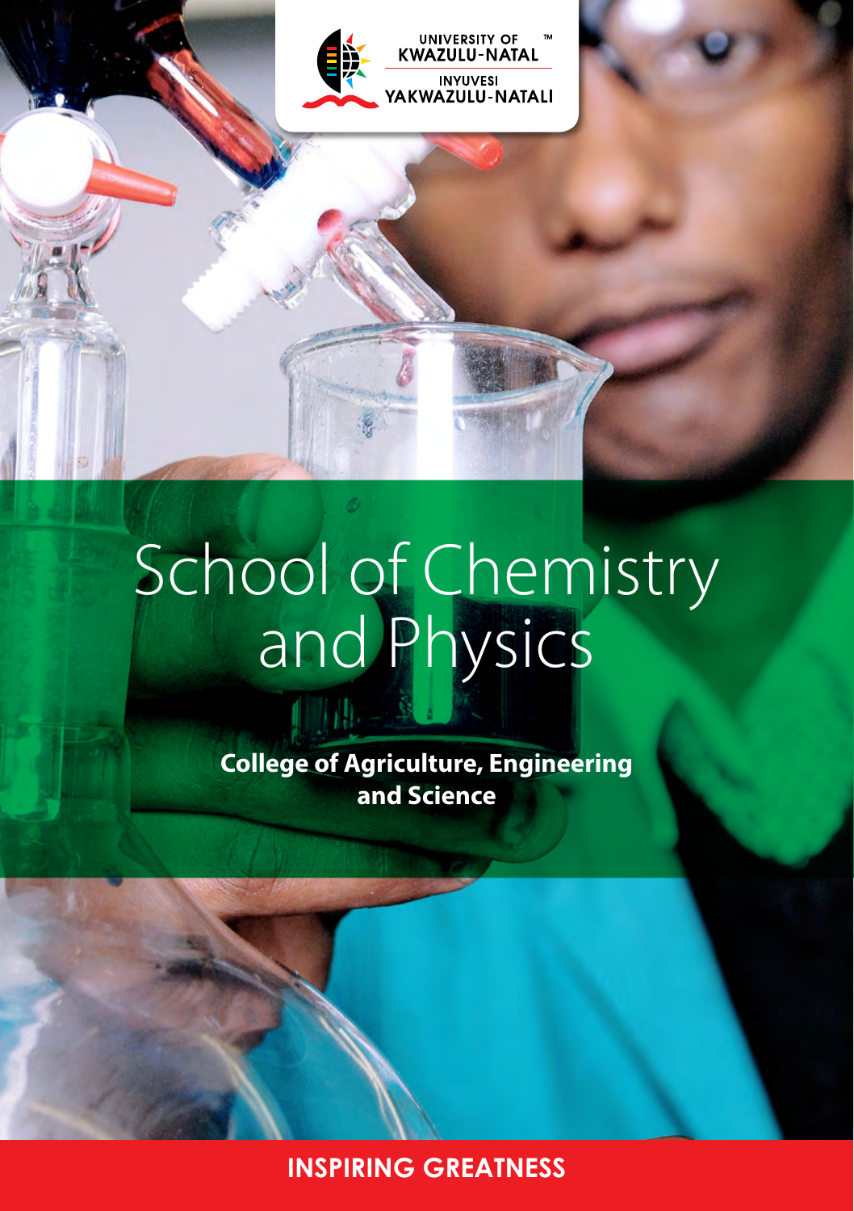UNIVERSITY OF KWAZULU-NATAL

INYUVESI YAKWAZULU-NATALI

# School of Chemistry and Physics

**College of Agriculture, Engineering and Science**

**INSPIRING GREATNESS**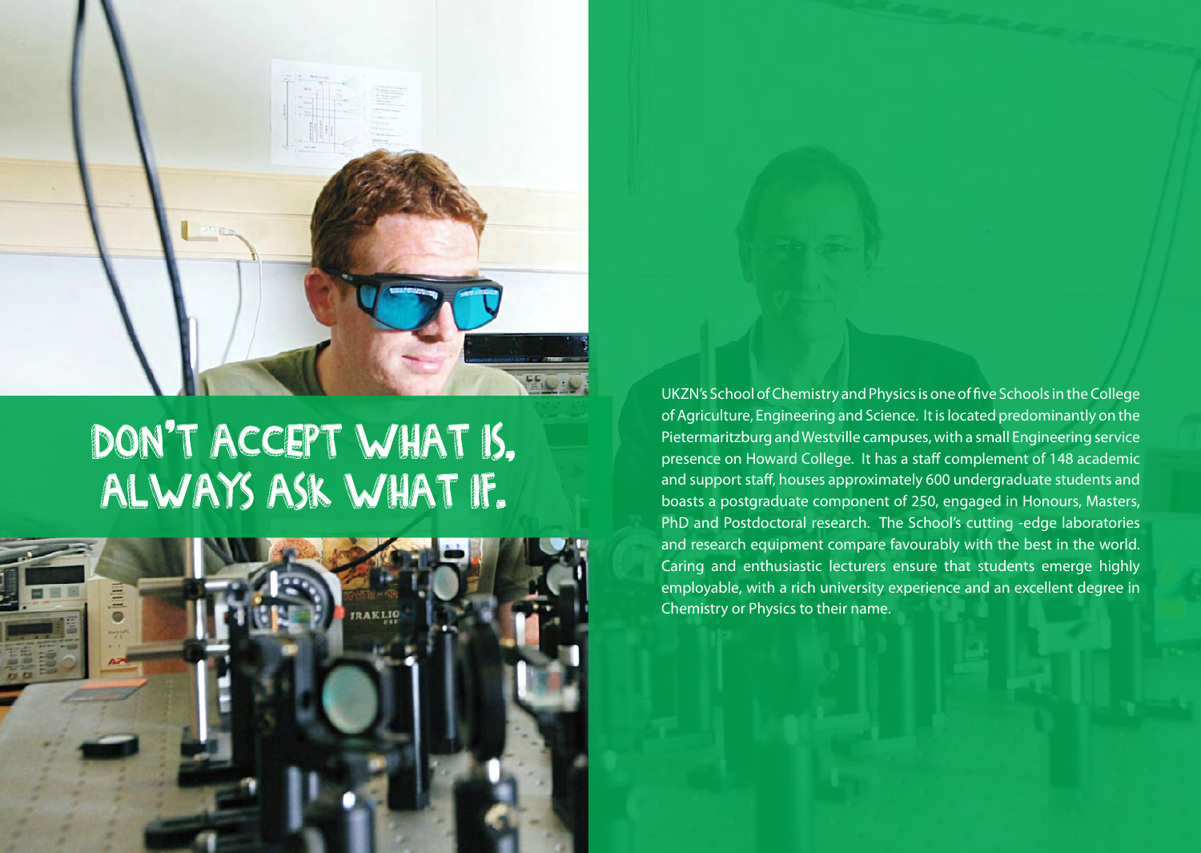# DON'T ACCEPT WHAT IS, ALWAYS ASK WHAT IF.

UKZN's School of Chemistry and Physics is one of five Schools in the College of Agriculture, Engineering and Science. It is located predominantly on the Pietermaritzburg and Westville campuses, with a small Engineering service presence on Howard College. It has a staff complement of 148 academic and support staff, houses approximately 600 undergraduate students and boasts a postgraduate component of 250, engaged in Honours, Masters, PhD and Postdoctoral research. The School's cutting -edge laboratories and research equipment compare favourably with the best in the world. Caring and enthusiastic lecturers ensure that students emerge highly employable, with a rich university experience and an excellent degree in Chemistry or Physics to their name.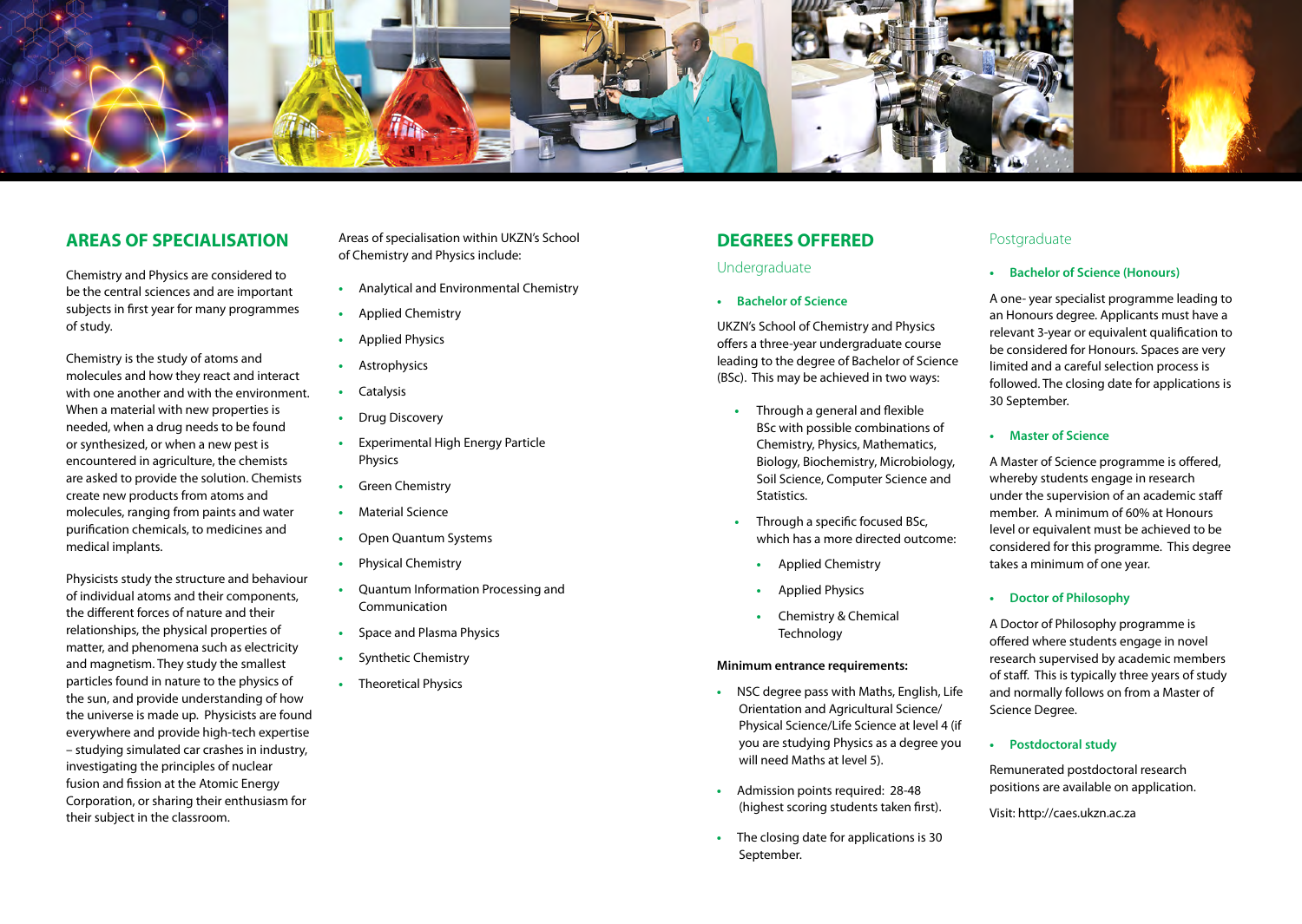## AREAS OF SPECIALISATION

Chemistry and Physics are considered to be the central sciences and are important subjects in first year for many programmes of study.

Chemistry is the study of atoms and molecules and how they react and interact with one another and with the environment. When a material with new properties is needed, when a drug needs to be found or synthesized, or when a new pest is encountered in agriculture, the chemists are asked to provide the solution. Chemists create new products from atoms and molecules, ranging from paints and water purification chemicals, to medicines and medical implants.

Physicists study the structure and behaviour of individual atoms and their components, the different forces of nature and their relationships, the physical properties of matter, and phenomena such as electricity and magnetism. They study the smallest particles found in nature to the physics of the sun, and provide understanding of how the universe is made up. Physicists are found everywhere and provide high-tech expertise – studying simulated car crashes in industry, investigating the principles of nuclear fusion and fission at the Atomic Energy Corporation, or sharing their enthusiasm for their subject in the classroom.

Areas of specialisation within UKZN's School of Chemistry and Physics include:

- Analytical and Environmental Chemistry
- Applied Chemistry
- Applied Physics
- Astrophysics
- Catalysis
- Drug Discovery
- Experimental High Energy Particle Physics
- Green Chemistry
- Material Science
- Open Quantum Systems
- Physical Chemistry
- Quantum Information Processing and Communication
- Space and Plasma Physics
- Synthetic Chemistry
- Theoretical Physics

## DEGREES OFFERED

### Undergraduate

- **Bachelor of Science**

UKZN's School of Chemistry and Physics offers a three-year undergraduate course leading to the degree of Bachelor of Science (BSc). This may be achieved in two ways:

- Through a general and flexible BSc with possible combinations of Chemistry, Physics, Mathematics, Biology, Biochemistry, Microbiology, Soil Science, Computer Science and Statistics.
- Through a specific focused BSc, which has a more directed outcome:
  - Applied Chemistry
  - Applied Physics
  - Chemistry & Chemical Technology

**Minimum entrance requirements:**

- NSC degree pass with Maths, English, Life Orientation and Agricultural Science/ Physical Science/Life Science at level 4 (if you are studying Physics as a degree you will need Maths at level 5).
- Admission points required: 28-48 (highest scoring students taken first).
- The closing date for applications is 30 September.

### Postgraduate

- **Bachelor of Science (Honours)**

A one- year specialist programme leading to an Honours degree. Applicants must have a relevant 3-year or equivalent qualification to be considered for Honours. Spaces are very limited and a careful selection process is followed. The closing date for applications is 30 September.

- **Master of Science**

A Master of Science programme is offered, whereby students engage in research under the supervision of an academic staff member. A minimum of 60% at Honours level or equivalent must be achieved to be considered for this programme. This degree takes a minimum of one year.

- **Doctor of Philosophy**

A Doctor of Philosophy programme is offered where students engage in novel research supervised by academic members of staff. This is typically three years of study and normally follows on from a Master of Science Degree.

- **Postdoctoral study**

Remunerated postdoctoral research positions are available on application.

Visit: http://caes.ukzn.ac.za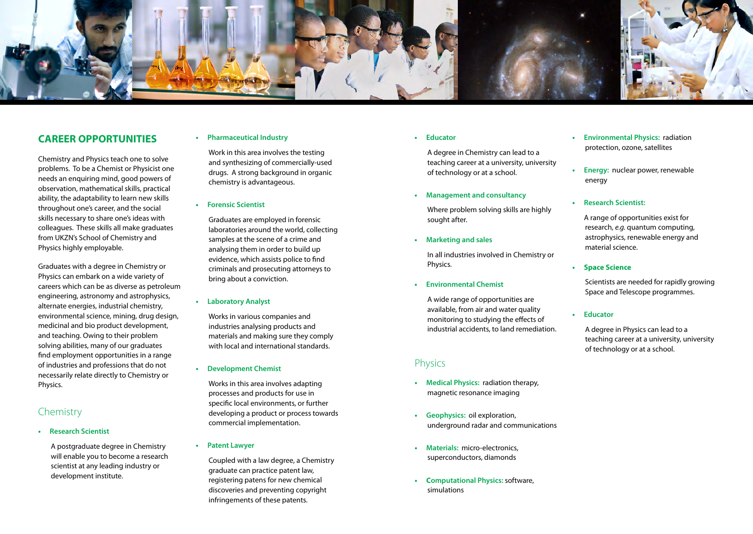## CAREER OPPORTUNITIES

Chemistry and Physics teach one to solve problems. To be a Chemist or Physicist one needs an enquiring mind, good powers of observation, mathematical skills, practical ability, the adaptability to learn new skills throughout one's career, and the social skills necessary to share one's ideas with colleagues. These skills all make graduates from UKZN's School of Chemistry and Physics highly employable.

Graduates with a degree in Chemistry or Physics can embark on a wide variety of careers which can be as diverse as petroleum engineering, astronomy and astrophysics, alternate energies, industrial chemistry, environmental science, mining, drug design, medicinal and bio product development, and teaching. Owing to their problem solving abilities, many of our graduates find employment opportunities in a range of industries and professions that do not necessarily relate directly to Chemistry or Physics.

### Chemistry

- **Research Scientist**

  A postgraduate degree in Chemistry will enable you to become a research scientist at any leading industry or development institute.

- **Pharmaceutical Industry**

  Work in this area involves the testing and synthesizing of commercially-used drugs. A strong background in organic chemistry is advantageous.

- **Forensic Scientist**

  Graduates are employed in forensic laboratories around the world, collecting samples at the scene of a crime and analysing them in order to build up evidence, which assists police to find criminals and prosecuting attorneys to bring about a conviction.

- **Laboratory Analyst**

  Works in various companies and industries analysing products and materials and making sure they comply with local and international standards.

- **Development Chemist**

  Works in this area involves adapting processes and products for use in specific local environments, or further developing a product or process towards commercial implementation.

- **Patent Lawyer**

  Coupled with a law degree, a Chemistry graduate can practice patent law, registering patens for new chemical discoveries and preventing copyright infringements of these patents.

- **Educator**

  A degree in Chemistry can lead to a teaching career at a university, university of technology or at a school.

- **Management and consultancy**

  Where problem solving skills are highly sought after.

- **Marketing and sales**

  In all industries involved in Chemistry or Physics.

- **Environmental Chemist**

  A wide range of opportunities are available, from air and water quality monitoring to studying the effects of industrial accidents, to land remediation.

### Physics

- **Medical Physics:** radiation therapy, magnetic resonance imaging
- **Geophysics:** oil exploration, underground radar and communications
- **Materials:** micro-electronics, superconductors, diamonds
- **Computational Physics:** software, simulations
- **Environmental Physics:** radiation protection, ozone, satellites
- **Energy:** nuclear power, renewable energy
- **Research Scientist:**

  A range of opportunities exist for research, *e.g.* quantum computing, astrophysics, renewable energy and material science.

- **Space Science**

  Scientists are needed for rapidly growing Space and Telescope programmes.

- **Educator**

  A degree in Physics can lead to a teaching career at a university, university of technology or at a school.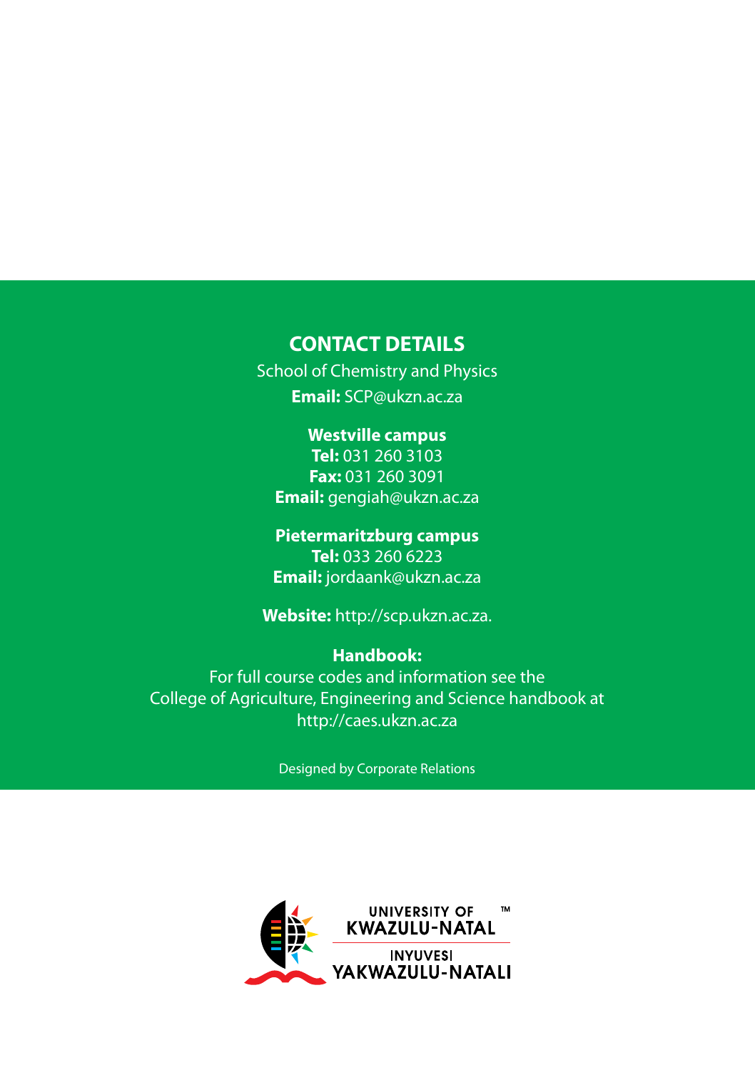## CONTACT DETAILS

School of Chemistry and Physics

**Email:** SCP@ukzn.ac.za

**Westville campus**

**Tel:** 031 260 3103

**Fax:** 031 260 3091

**Email:** gengiah@ukzn.ac.za

**Pietermaritzburg campus**

**Tel:** 033 260 6223

**Email:** jordaank@ukzn.ac.za

**Website:** http://scp.ukzn.ac.za.

**Handbook:**

For full course codes and information see the College of Agriculture, Engineering and Science handbook at http://caes.ukzn.ac.za

Designed by Corporate Relations

UNIVERSITY OF KWAZULU-NATAL™

INYUVESI YAKWAZULU-NATALI